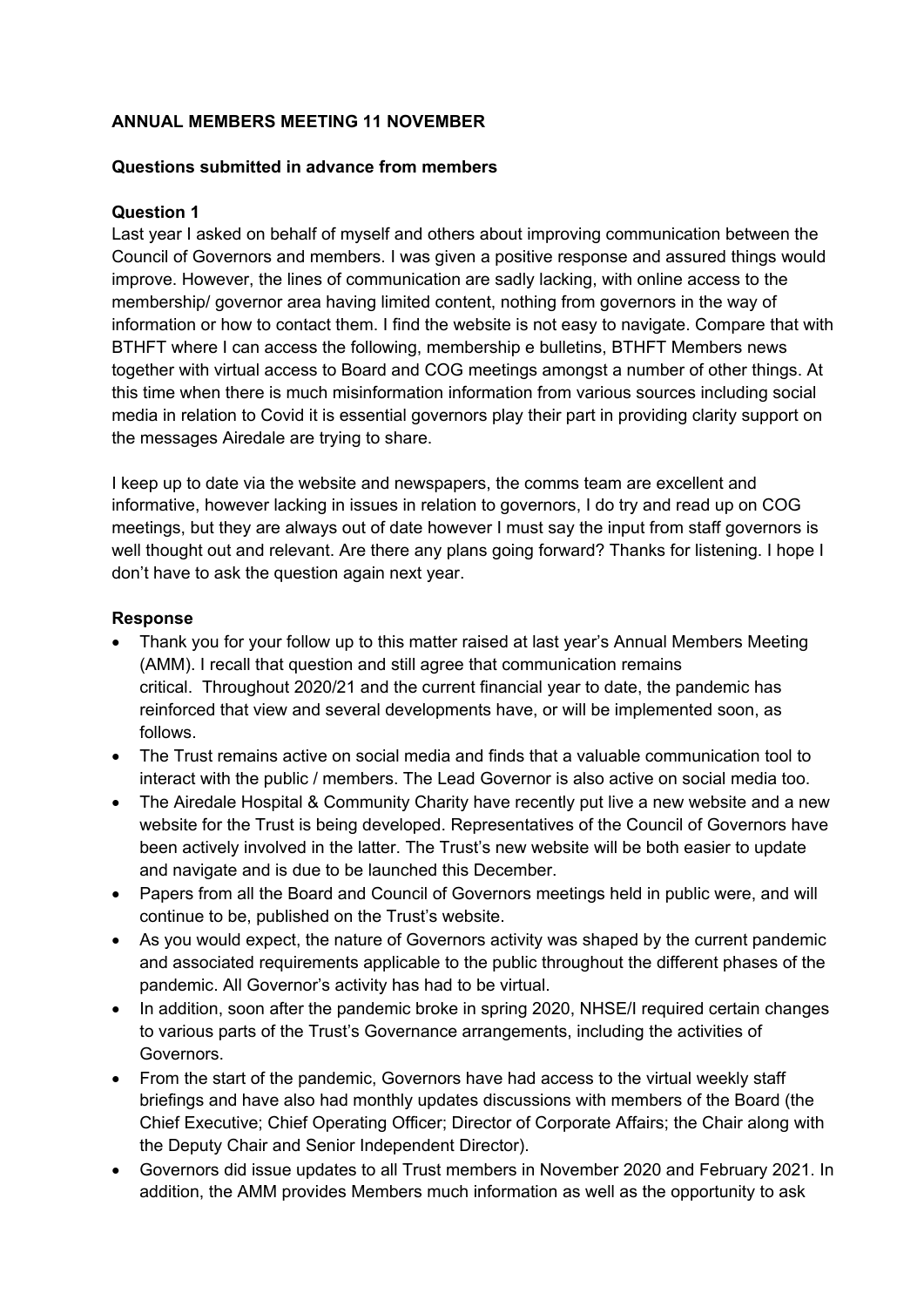**ANNUAL MEMBERS MEETING 11 NOVEMBER**

**Questions submitted in advance from members**

**Question 1**

Last year I asked on behalf of myself and others about improving communication between the Council of Governors and members. I was given a positive response and assured things would improve. However, the lines of communication are sadly lacking, with online access to the membership/ governor area having limited content, nothing from governors in the way of information or how to contact them. I find the website is not easy to navigate. Compare that with BTHFT where I can access the following, membership e bulletins, BTHFT Members news together with virtual access to Board and COG meetings amongst a number of other things. At this time when there is much misinformation information from various sources including social media in relation to Covid it is essential governors play their part in providing clarity support on the messages Airedale are trying to share.

I keep up to date via the website and newspapers, the comms team are excellent and informative, however lacking in issues in relation to governors, I do try and read up on COG meetings, but they are always out of date however I must say the input from staff governors is well thought out and relevant. Are there any plans going forward? Thanks for listening. I hope I don't have to ask the question again next year.

**Response**

- Thank you for your follow up to this matter raised at last year's Annual Members Meeting (AMM). I recall that question and still agree that communication remains critical. Throughout 2020/21 and the current financial year to date, the pandemic has reinforced that view and several developments have, or will be implemented soon, as follows.
- The Trust remains active on social media and finds that a valuable communication tool to interact with the public / members. The Lead Governor is also active on social media too.
- The Airedale Hospital & Community Charity have recently put live a new website and a new website for the Trust is being developed. Representatives of the Council of Governors have been actively involved in the latter. The Trust's new website will be both easier to update and navigate and is due to be launched this December.
- Papers from all the Board and Council of Governors meetings held in public were, and will continue to be, published on the Trust's website.
- As you would expect, the nature of Governors activity was shaped by the current pandemic and associated requirements applicable to the public throughout the different phases of the pandemic. All Governor's activity has had to be virtual.
- In addition, soon after the pandemic broke in spring 2020, NHSE/I required certain changes to various parts of the Trust's Governance arrangements, including the activities of Governors.
- From the start of the pandemic, Governors have had access to the virtual weekly staff briefings and have also had monthly updates discussions with members of the Board (the Chief Executive; Chief Operating Officer; Director of Corporate Affairs; the Chair along with the Deputy Chair and Senior Independent Director).
- Governors did issue updates to all Trust members in November 2020 and February 2021. In addition, the AMM provides Members much information as well as the opportunity to ask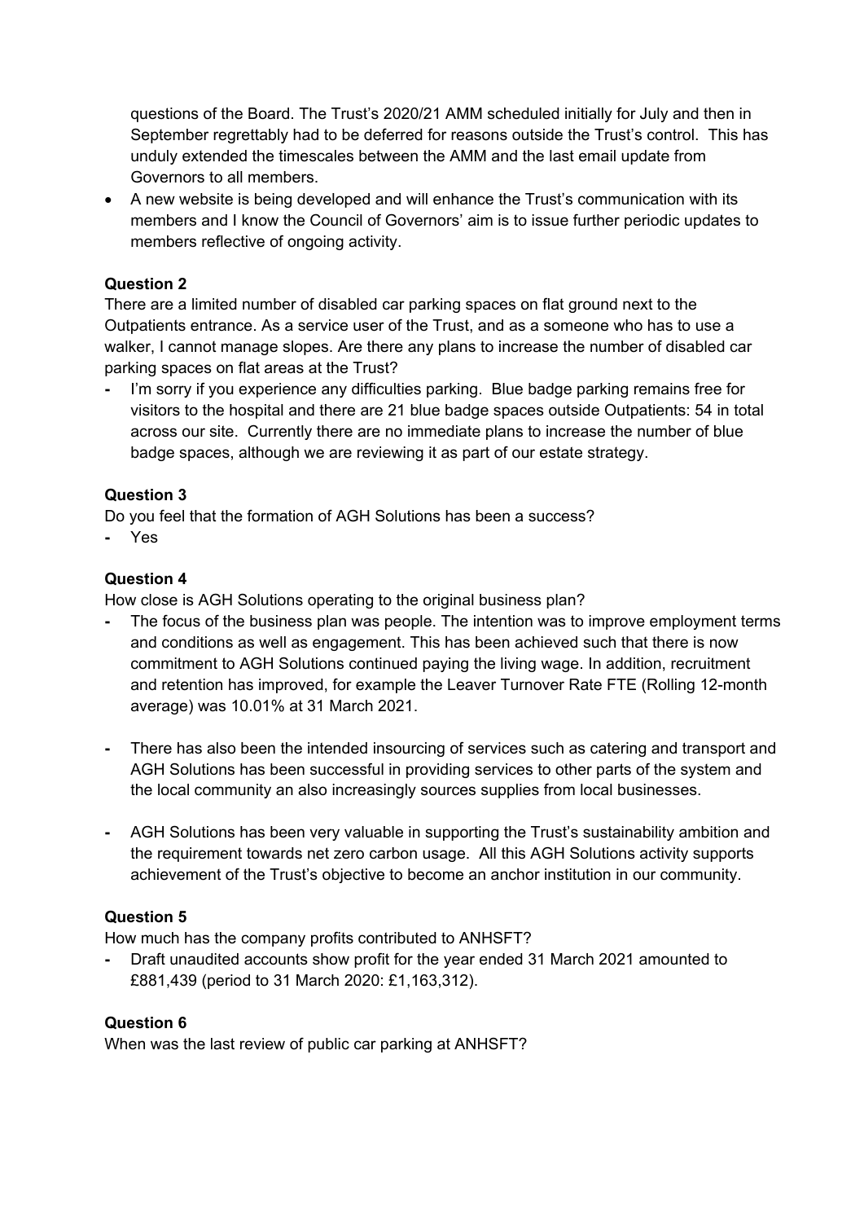questions of the Board. The Trust's 2020/21 AMM scheduled initially for July and then in September regrettably had to be deferred for reasons outside the Trust's control. This has unduly extended the timescales between the AMM and the last email update from Governors to all members.

- A new website is being developed and will enhance the Trust's communication with its members and I know the Council of Governors' aim is to issue further periodic updates to members reflective of ongoing activity.

**Question 2**

There are a limited number of disabled car parking spaces on flat ground next to the Outpatients entrance. As a service user of the Trust, and as a someone who has to use a walker, I cannot manage slopes. Are there any plans to increase the number of disabled car parking spaces on flat areas at the Trust?

- I'm sorry if you experience any difficulties parking. Blue badge parking remains free for visitors to the hospital and there are 21 blue badge spaces outside Outpatients: 54 in total across our site. Currently there are no immediate plans to increase the number of blue badge spaces, although we are reviewing it as part of our estate strategy.

**Question 3**

Do you feel that the formation of AGH Solutions has been a success?

- Yes

**Question 4**

How close is AGH Solutions operating to the original business plan?

- The focus of the business plan was people. The intention was to improve employment terms and conditions as well as engagement. This has been achieved such that there is now commitment to AGH Solutions continued paying the living wage. In addition, recruitment and retention has improved, for example the Leaver Turnover Rate FTE (Rolling 12-month average) was 10.01% at 31 March 2021.

- There has also been the intended insourcing of services such as catering and transport and AGH Solutions has been successful in providing services to other parts of the system and the local community an also increasingly sources supplies from local businesses.

- AGH Solutions has been very valuable in supporting the Trust's sustainability ambition and the requirement towards net zero carbon usage. All this AGH Solutions activity supports achievement of the Trust's objective to become an anchor institution in our community.

**Question 5**

How much has the company profits contributed to ANHSFT?

- Draft unaudited accounts show profit for the year ended 31 March 2021 amounted to £881,439 (period to 31 March 2020: £1,163,312).

**Question 6**

When was the last review of public car parking at ANHSFT?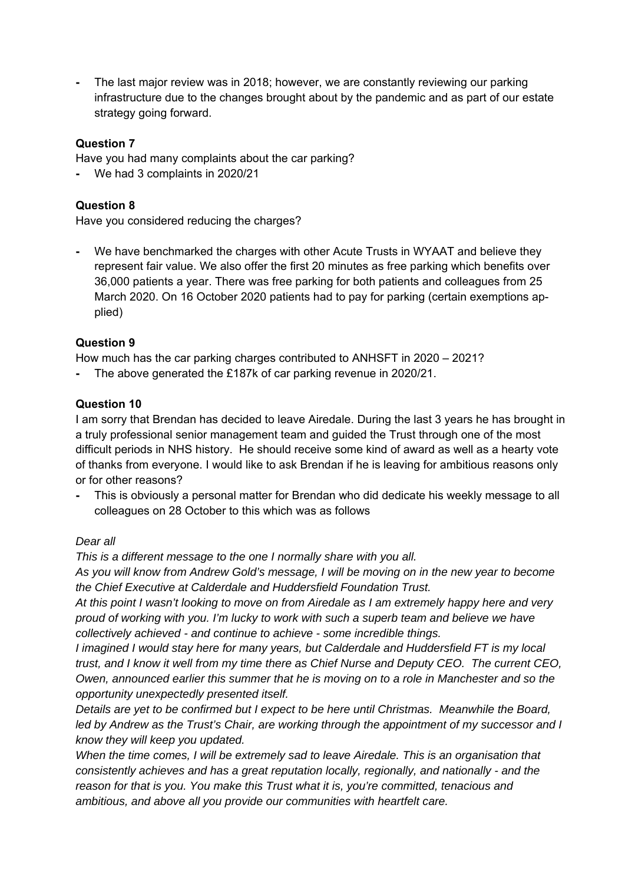- The last major review was in 2018; however, we are constantly reviewing our parking infrastructure due to the changes brought about by the pandemic and as part of our estate strategy going forward.

**Question 7**

Have you had many complaints about the car parking?

- We had 3 complaints in 2020/21

**Question 8**

Have you considered reducing the charges?

- We have benchmarked the charges with other Acute Trusts in WYAAT and believe they represent fair value. We also offer the first 20 minutes as free parking which benefits over 36,000 patients a year. There was free parking for both patients and colleagues from 25 March 2020. On 16 October 2020 patients had to pay for parking (certain exemptions applied)

**Question 9**

How much has the car parking charges contributed to ANHSFT in 2020 – 2021?

- The above generated the £187k of car parking revenue in 2020/21.

**Question 10**

I am sorry that Brendan has decided to leave Airedale. During the last 3 years he has brought in a truly professional senior management team and guided the Trust through one of the most difficult periods in NHS history. He should receive some kind of award as well as a hearty vote of thanks from everyone. I would like to ask Brendan if he is leaving for ambitious reasons only or for other reasons?

- This is obviously a personal matter for Brendan who did dedicate his weekly message to all colleagues on 28 October to this which was as follows

*Dear all*

*This is a different message to the one I normally share with you all.*

*As you will know from Andrew Gold's message, I will be moving on in the new year to become the Chief Executive at Calderdale and Huddersfield Foundation Trust.*

*At this point I wasn't looking to move on from Airedale as I am extremely happy here and very proud of working with you. I'm lucky to work with such a superb team and believe we have collectively achieved - and continue to achieve - some incredible things.*

*I imagined I would stay here for many years, but Calderdale and Huddersfield FT is my local trust, and I know it well from my time there as Chief Nurse and Deputy CEO. The current CEO, Owen, announced earlier this summer that he is moving on to a role in Manchester and so the opportunity unexpectedly presented itself.*

*Details are yet to be confirmed but I expect to be here until Christmas. Meanwhile the Board, led by Andrew as the Trust's Chair, are working through the appointment of my successor and I know they will keep you updated.*

*When the time comes, I will be extremely sad to leave Airedale. This is an organisation that consistently achieves and has a great reputation locally, regionally, and nationally - and the reason for that is you. You make this Trust what it is, you're committed, tenacious and ambitious, and above all you provide our communities with heartfelt care.*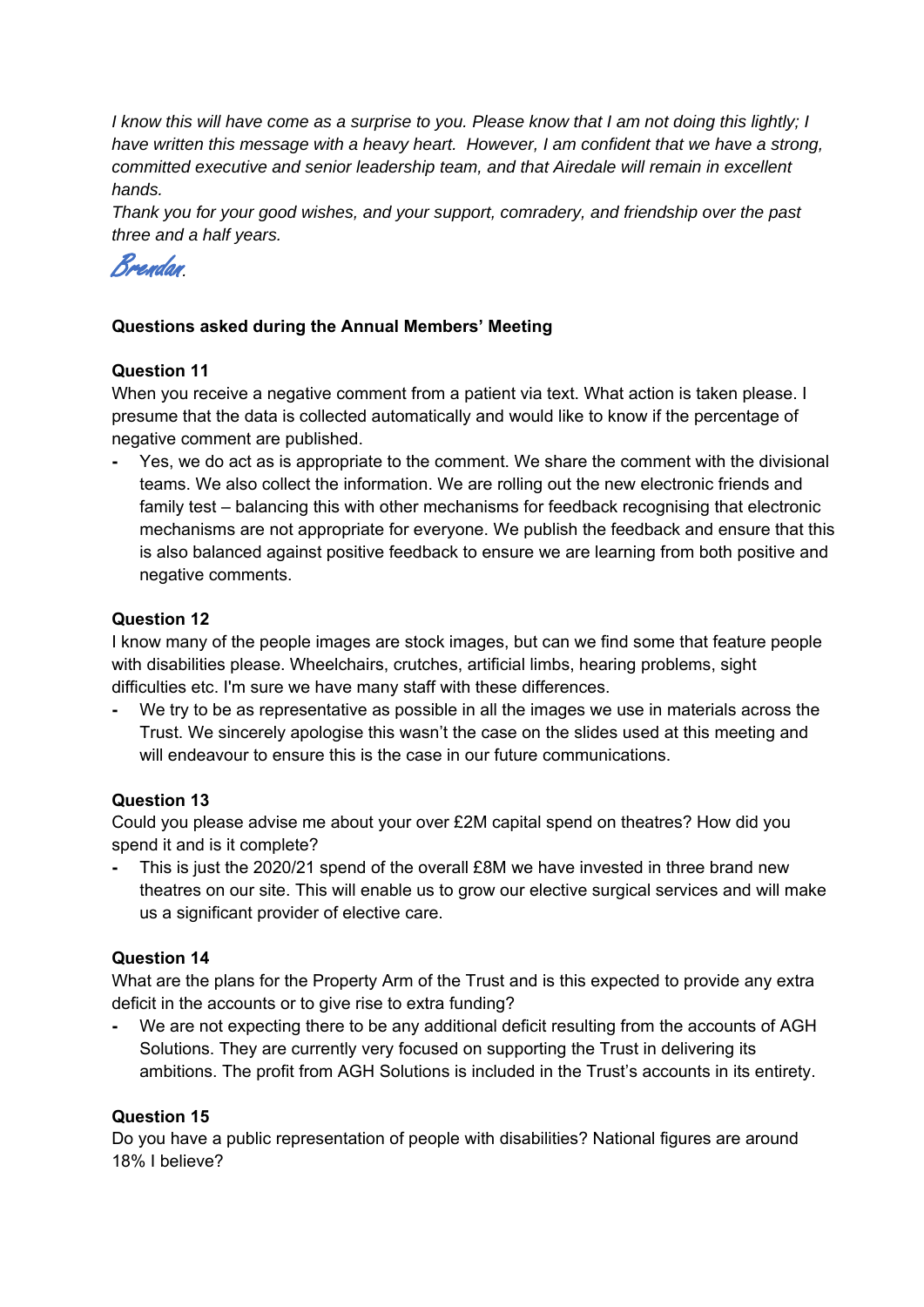*I know this will have come as a surprise to you. Please know that I am not doing this lightly; I have written this message with a heavy heart. However, I am confident that we have a strong, committed executive and senior leadership team, and that Airedale will remain in excellent hands.*

*Thank you for your good wishes, and your support, comradery, and friendship over the past three and a half years.*

*Brendan.*

**Questions asked during the Annual Members' Meeting**

**Question 11**

When you receive a negative comment from a patient via text. What action is taken please. I presume that the data is collected automatically and would like to know if the percentage of negative comment are published.

- Yes, we do act as is appropriate to the comment. We share the comment with the divisional teams. We also collect the information. We are rolling out the new electronic friends and family test – balancing this with other mechanisms for feedback recognising that electronic mechanisms are not appropriate for everyone. We publish the feedback and ensure that this is also balanced against positive feedback to ensure we are learning from both positive and negative comments.

**Question 12**

I know many of the people images are stock images, but can we find some that feature people with disabilities please. Wheelchairs, crutches, artificial limbs, hearing problems, sight difficulties etc. I'm sure we have many staff with these differences.

- We try to be as representative as possible in all the images we use in materials across the Trust. We sincerely apologise this wasn't the case on the slides used at this meeting and will endeavour to ensure this is the case in our future communications.

**Question 13**

Could you please advise me about your over £2M capital spend on theatres? How did you spend it and is it complete?

- This is just the 2020/21 spend of the overall £8M we have invested in three brand new theatres on our site. This will enable us to grow our elective surgical services and will make us a significant provider of elective care.

**Question 14**

What are the plans for the Property Arm of the Trust and is this expected to provide any extra deficit in the accounts or to give rise to extra funding?

- We are not expecting there to be any additional deficit resulting from the accounts of AGH Solutions. They are currently very focused on supporting the Trust in delivering its ambitions. The profit from AGH Solutions is included in the Trust's accounts in its entirety.

**Question 15**

Do you have a public representation of people with disabilities? National figures are around 18% I believe?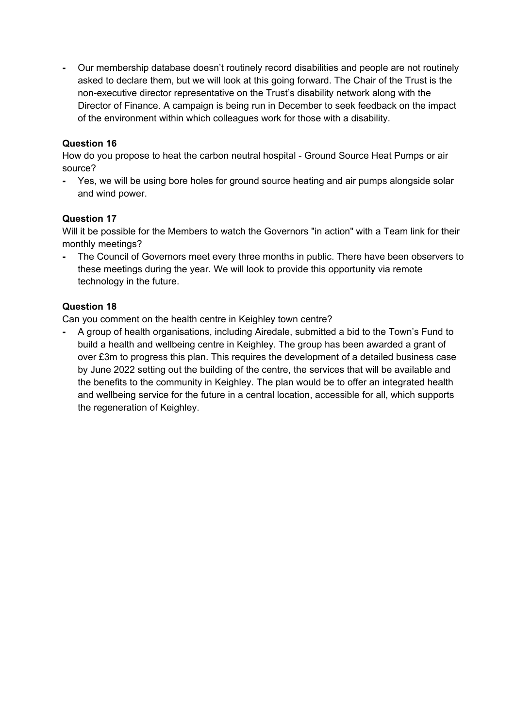- Our membership database doesn't routinely record disabilities and people are not routinely asked to declare them, but we will look at this going forward. The Chair of the Trust is the non-executive director representative on the Trust's disability network along with the Director of Finance. A campaign is being run in December to seek feedback on the impact of the environment within which colleagues work for those with a disability.

**Question 16**

How do you propose to heat the carbon neutral hospital - Ground Source Heat Pumps or air source?

- Yes, we will be using bore holes for ground source heating and air pumps alongside solar and wind power.

**Question 17**

Will it be possible for the Members to watch the Governors "in action" with a Team link for their monthly meetings?

- The Council of Governors meet every three months in public. There have been observers to these meetings during the year. We will look to provide this opportunity via remote technology in the future.

**Question 18**

Can you comment on the health centre in Keighley town centre?

- A group of health organisations, including Airedale, submitted a bid to the Town's Fund to build a health and wellbeing centre in Keighley. The group has been awarded a grant of over £3m to progress this plan. This requires the development of a detailed business case by June 2022 setting out the building of the centre, the services that will be available and the benefits to the community in Keighley. The plan would be to offer an integrated health and wellbeing service for the future in a central location, accessible for all, which supports the regeneration of Keighley.